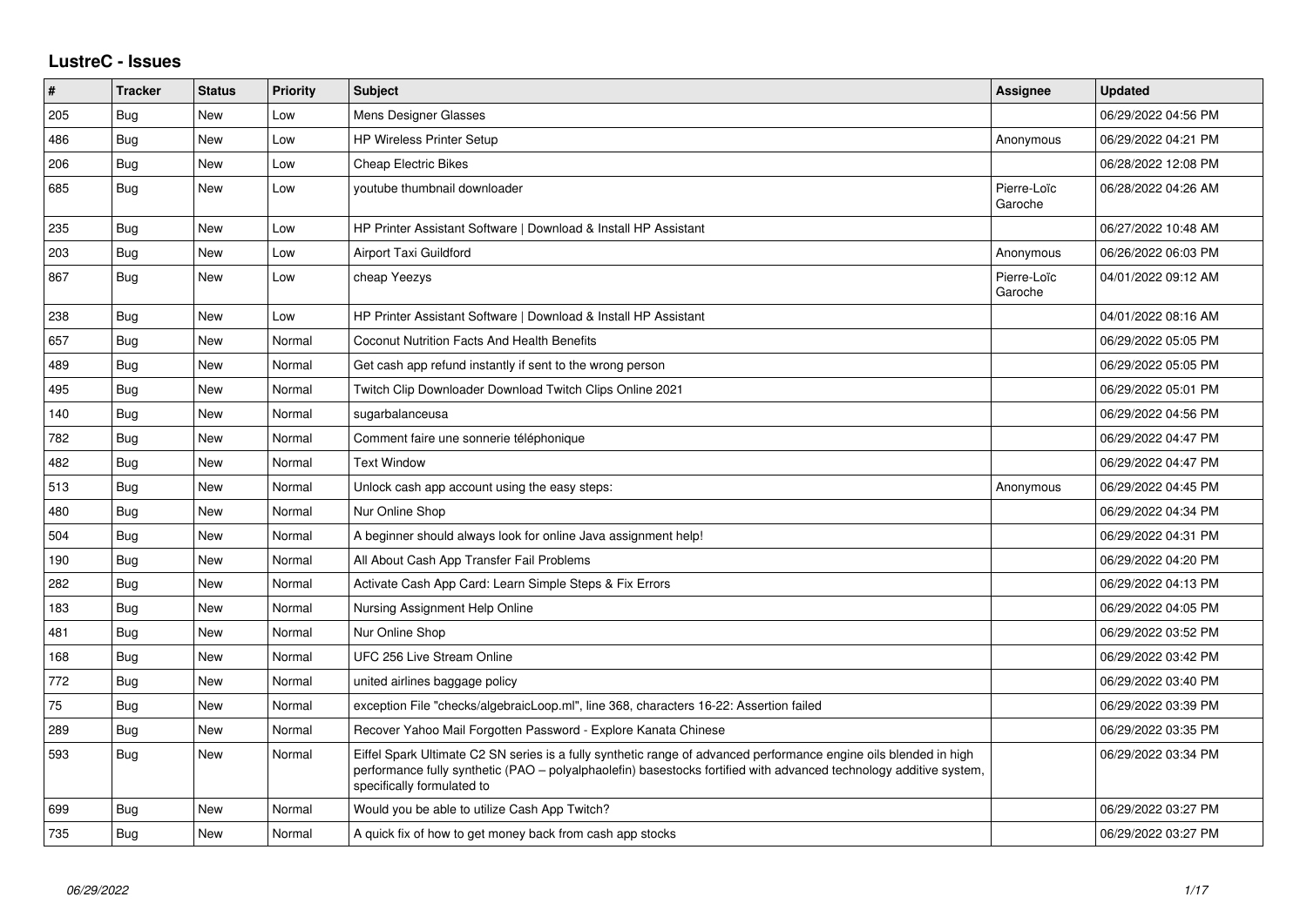# LustreC - Issues

| # | Tracker | Status | Priority | Subject | Assignee | Updated |
|---|---|---|---|---|---|---|
| 205 | Bug | New | Low | Mens Designer Glasses | | 06/29/2022 04:56 PM |
| 486 | Bug | New | Low | HP Wireless Printer Setup | Anonymous | 06/29/2022 04:21 PM |
| 206 | Bug | New | Low | Cheap Electric Bikes | | 06/28/2022 12:08 PM |
| 685 | Bug | New | Low | youtube thumbnail downloader | Pierre-Loïc Garoche | 06/28/2022 04:26 AM |
| 235 | Bug | New | Low | HP Printer Assistant Software \| Download & Install HP Assistant | | 06/27/2022 10:48 AM |
| 203 | Bug | New | Low | Airport Taxi Guildford | Anonymous | 06/26/2022 06:03 PM |
| 867 | Bug | New | Low | cheap Yeezys | Pierre-Loïc Garoche | 04/01/2022 09:12 AM |
| 238 | Bug | New | Low | HP Printer Assistant Software \| Download & Install HP Assistant | | 04/01/2022 08:16 AM |
| 657 | Bug | New | Normal | Coconut Nutrition Facts And Health Benefits | | 06/29/2022 05:05 PM |
| 489 | Bug | New | Normal | Get cash app refund instantly if sent to the wrong person | | 06/29/2022 05:05 PM |
| 495 | Bug | New | Normal | Twitch Clip Downloader Download Twitch Clips Online 2021 | | 06/29/2022 05:01 PM |
| 140 | Bug | New | Normal | sugarbalanceusa | | 06/29/2022 04:56 PM |
| 782 | Bug | New | Normal | Comment faire une sonnerie téléphonique | | 06/29/2022 04:47 PM |
| 482 | Bug | New | Normal | Text Window | | 06/29/2022 04:47 PM |
| 513 | Bug | New | Normal | Unlock cash app account using the easy steps: | Anonymous | 06/29/2022 04:45 PM |
| 480 | Bug | New | Normal | Nur Online Shop | | 06/29/2022 04:34 PM |
| 504 | Bug | New | Normal | A beginner should always look for online Java assignment help! | | 06/29/2022 04:31 PM |
| 190 | Bug | New | Normal | All About Cash App Transfer Fail Problems | | 06/29/2022 04:20 PM |
| 282 | Bug | New | Normal | Activate Cash App Card: Learn Simple Steps & Fix Errors | | 06/29/2022 04:13 PM |
| 183 | Bug | New | Normal | Nursing Assignment Help Online | | 06/29/2022 04:05 PM |
| 481 | Bug | New | Normal | Nur Online Shop | | 06/29/2022 03:52 PM |
| 168 | Bug | New | Normal | UFC 256 Live Stream Online | | 06/29/2022 03:42 PM |
| 772 | Bug | New | Normal | united airlines baggage policy | | 06/29/2022 03:40 PM |
| 75 | Bug | New | Normal | exception File "checks/algebraicLoop.ml", line 368, characters 16-22: Assertion failed | | 06/29/2022 03:39 PM |
| 289 | Bug | New | Normal | Recover Yahoo Mail Forgotten Password - Explore Kanata Chinese | | 06/29/2022 03:35 PM |
| 593 | Bug | New | Normal | Eiffel Spark Ultimate C2 SN series is a fully synthetic range of advanced performance engine oils blended in high performance fully synthetic (PAO – polyalphaolefin) basestocks fortified with advanced technology additive system, specifically formulated to | | 06/29/2022 03:34 PM |
| 699 | Bug | New | Normal | Would you be able to utilize Cash App Twitch? | | 06/29/2022 03:27 PM |
| 735 | Bug | New | Normal | A quick fix of how to get money back from cash app stocks | | 06/29/2022 03:27 PM |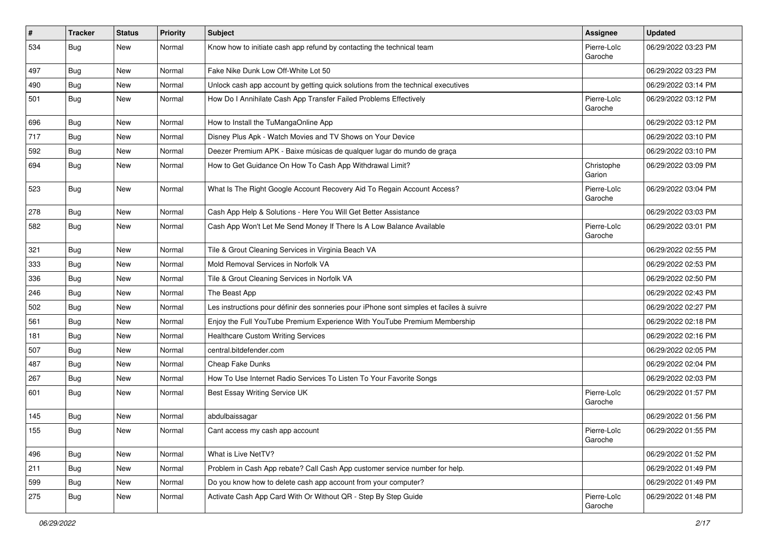| # | Tracker | Status | Priority | Subject | Assignee | Updated |
|---|---|---|---|---|---|---|
| 534 | Bug | New | Normal | Know how to initiate cash app refund by contacting the technical team | Pierre-Loïc Garoche | 06/29/2022 03:23 PM |
| 497 | Bug | New | Normal | Fake Nike Dunk Low Off-White Lot 50 | | 06/29/2022 03:23 PM |
| 490 | Bug | New | Normal | Unlock cash app account by getting quick solutions from the technical executives | | 06/29/2022 03:14 PM |
| 501 | Bug | New | Normal | How Do I Annihilate Cash App Transfer Failed Problems Effectively | Pierre-Loïc Garoche | 06/29/2022 03:12 PM |
| 696 | Bug | New | Normal | How to Install the TuMangaOnline App | | 06/29/2022 03:12 PM |
| 717 | Bug | New | Normal | Disney Plus Apk - Watch Movies and TV Shows on Your Device | | 06/29/2022 03:10 PM |
| 592 | Bug | New | Normal | Deezer Premium APK - Baixe músicas de qualquer lugar do mundo de graça | | 06/29/2022 03:10 PM |
| 694 | Bug | New | Normal | How to Get Guidance On How To Cash App Withdrawal Limit? | Christophe Garion | 06/29/2022 03:09 PM |
| 523 | Bug | New | Normal | What Is The Right Google Account Recovery Aid To Regain Account Access? | Pierre-Loïc Garoche | 06/29/2022 03:04 PM |
| 278 | Bug | New | Normal | Cash App Help & Solutions - Here You Will Get Better Assistance | | 06/29/2022 03:03 PM |
| 582 | Bug | New | Normal | Cash App Won't Let Me Send Money If There Is A Low Balance Available | Pierre-Loïc Garoche | 06/29/2022 03:01 PM |
| 321 | Bug | New | Normal | Tile & Grout Cleaning Services in Virginia Beach VA | | 06/29/2022 02:55 PM |
| 333 | Bug | New | Normal | Mold Removal Services in Norfolk VA | | 06/29/2022 02:53 PM |
| 336 | Bug | New | Normal | Tile & Grout Cleaning Services in Norfolk VA | | 06/29/2022 02:50 PM |
| 246 | Bug | New | Normal | The Beast App | | 06/29/2022 02:43 PM |
| 502 | Bug | New | Normal | Les instructions pour définir des sonneries pour iPhone sont simples et faciles à suivre | | 06/29/2022 02:27 PM |
| 561 | Bug | New | Normal | Enjoy the Full YouTube Premium Experience With YouTube Premium Membership | | 06/29/2022 02:18 PM |
| 181 | Bug | New | Normal | Healthcare Custom Writing Services | | 06/29/2022 02:16 PM |
| 507 | Bug | New | Normal | central.bitdefender.com | | 06/29/2022 02:05 PM |
| 487 | Bug | New | Normal | Cheap Fake Dunks | | 06/29/2022 02:04 PM |
| 267 | Bug | New | Normal | How To Use Internet Radio Services To Listen To Your Favorite Songs | | 06/29/2022 02:03 PM |
| 601 | Bug | New | Normal | Best Essay Writing Service UK | Pierre-Loïc Garoche | 06/29/2022 01:57 PM |
| 145 | Bug | New | Normal | abdulbaissagar | | 06/29/2022 01:56 PM |
| 155 | Bug | New | Normal | Cant access my cash app account | Pierre-Loïc Garoche | 06/29/2022 01:55 PM |
| 496 | Bug | New | Normal | What is Live NetTV? | | 06/29/2022 01:52 PM |
| 211 | Bug | New | Normal | Problem in Cash App rebate? Call Cash App customer service number for help. | | 06/29/2022 01:49 PM |
| 599 | Bug | New | Normal | Do you know how to delete cash app account from your computer? | | 06/29/2022 01:49 PM |
| 275 | Bug | New | Normal | Activate Cash App Card With Or Without QR - Step By Step Guide | Pierre-Loïc Garoche | 06/29/2022 01:48 PM |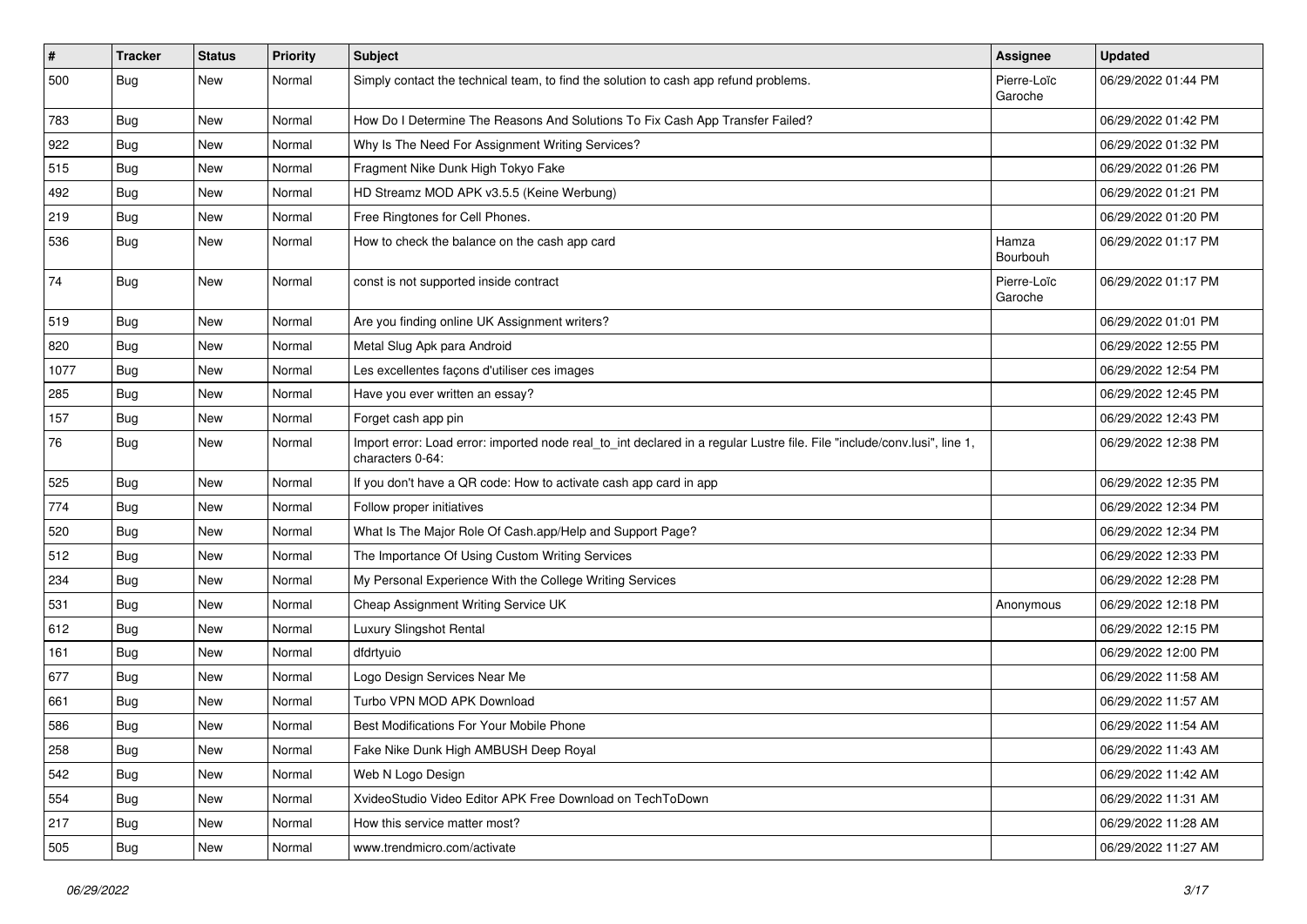| # | Tracker | Status | Priority | Subject | Assignee | Updated |
|---|---|---|---|---|---|---|
| 500 | Bug | New | Normal | Simply contact the technical team, to find the solution to cash app refund problems. | Pierre-Loïc Garoche | 06/29/2022 01:44 PM |
| 783 | Bug | New | Normal | How Do I Determine The Reasons And Solutions To Fix Cash App Transfer Failed? | | 06/29/2022 01:42 PM |
| 922 | Bug | New | Normal | Why Is The Need For Assignment Writing Services? | | 06/29/2022 01:32 PM |
| 515 | Bug | New | Normal | Fragment Nike Dunk High Tokyo Fake | | 06/29/2022 01:26 PM |
| 492 | Bug | New | Normal | HD Streamz MOD APK v3.5.5 (Keine Werbung) | | 06/29/2022 01:21 PM |
| 219 | Bug | New | Normal | Free Ringtones for Cell Phones. | | 06/29/2022 01:20 PM |
| 536 | Bug | New | Normal | How to check the balance on the cash app card | Hamza Bourbouh | 06/29/2022 01:17 PM |
| 74 | Bug | New | Normal | const is not supported inside contract | Pierre-Loïc Garoche | 06/29/2022 01:17 PM |
| 519 | Bug | New | Normal | Are you finding online UK Assignment writers? | | 06/29/2022 01:01 PM |
| 820 | Bug | New | Normal | Metal Slug Apk para Android | | 06/29/2022 12:55 PM |
| 1077 | Bug | New | Normal | Les excellentes façons d'utiliser ces images | | 06/29/2022 12:54 PM |
| 285 | Bug | New | Normal | Have you ever written an essay? | | 06/29/2022 12:45 PM |
| 157 | Bug | New | Normal | Forget cash app pin | | 06/29/2022 12:43 PM |
| 76 | Bug | New | Normal | Import error: Load error: imported node real_to_int declared in a regular Lustre file. File "include/conv.lusi", line 1, characters 0-64: | | 06/29/2022 12:38 PM |
| 525 | Bug | New | Normal | If you don't have a QR code: How to activate cash app card in app | | 06/29/2022 12:35 PM |
| 774 | Bug | New | Normal | Follow proper initiatives | | 06/29/2022 12:34 PM |
| 520 | Bug | New | Normal | What Is The Major Role Of Cash.app/Help and Support Page? | | 06/29/2022 12:34 PM |
| 512 | Bug | New | Normal | The Importance Of Using Custom Writing Services | | 06/29/2022 12:33 PM |
| 234 | Bug | New | Normal | My Personal Experience With the College Writing Services | | 06/29/2022 12:28 PM |
| 531 | Bug | New | Normal | Cheap Assignment Writing Service UK | Anonymous | 06/29/2022 12:18 PM |
| 612 | Bug | New | Normal | Luxury Slingshot Rental | | 06/29/2022 12:15 PM |
| 161 | Bug | New | Normal | dfdrtyuio | | 06/29/2022 12:00 PM |
| 677 | Bug | New | Normal | Logo Design Services Near Me | | 06/29/2022 11:58 AM |
| 661 | Bug | New | Normal | Turbo VPN MOD APK Download | | 06/29/2022 11:57 AM |
| 586 | Bug | New | Normal | Best Modifications For Your Mobile Phone | | 06/29/2022 11:54 AM |
| 258 | Bug | New | Normal | Fake Nike Dunk High AMBUSH Deep Royal | | 06/29/2022 11:43 AM |
| 542 | Bug | New | Normal | Web N Logo Design | | 06/29/2022 11:42 AM |
| 554 | Bug | New | Normal | XvideoStudio Video Editor APK Free Download on TechToDown | | 06/29/2022 11:31 AM |
| 217 | Bug | New | Normal | How this service matter most? | | 06/29/2022 11:28 AM |
| 505 | Bug | New | Normal | www.trendmicro.com/activate | | 06/29/2022 11:27 AM |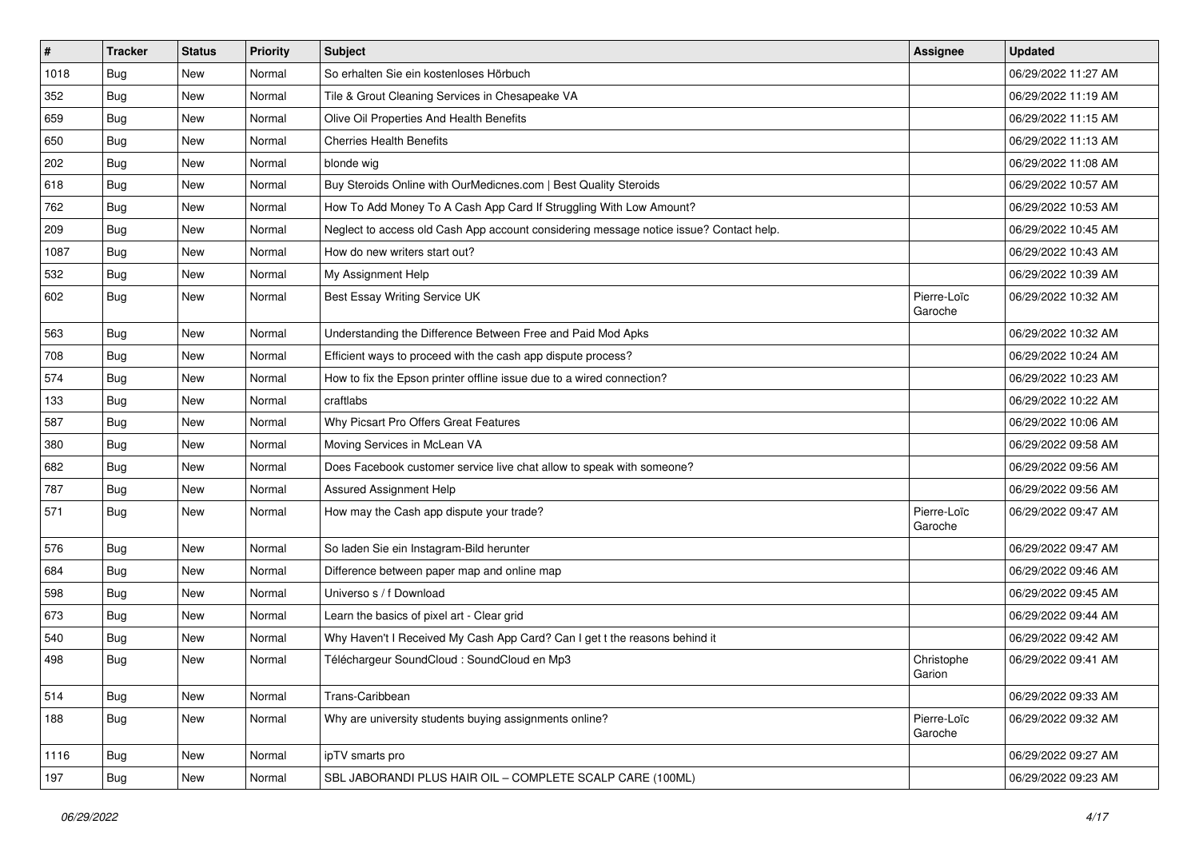| # | Tracker | Status | Priority | Subject | Assignee | Updated |
|---|---|---|---|---|---|---|
| 1018 | Bug | New | Normal | So erhalten Sie ein kostenloses Hörbuch | | 06/29/2022 11:27 AM |
| 352 | Bug | New | Normal | Tile & Grout Cleaning Services in Chesapeake VA | | 06/29/2022 11:19 AM |
| 659 | Bug | New | Normal | Olive Oil Properties And Health Benefits | | 06/29/2022 11:15 AM |
| 650 | Bug | New | Normal | Cherries Health Benefits | | 06/29/2022 11:13 AM |
| 202 | Bug | New | Normal | blonde wig | | 06/29/2022 11:08 AM |
| 618 | Bug | New | Normal | Buy Steroids Online with OurMedicnes.com \| Best Quality Steroids | | 06/29/2022 10:57 AM |
| 762 | Bug | New | Normal | How To Add Money To A Cash App Card If Struggling With Low Amount? | | 06/29/2022 10:53 AM |
| 209 | Bug | New | Normal | Neglect to access old Cash App account considering message notice issue? Contact help. | | 06/29/2022 10:45 AM |
| 1087 | Bug | New | Normal | How do new writers start out? | | 06/29/2022 10:43 AM |
| 532 | Bug | New | Normal | My Assignment Help | | 06/29/2022 10:39 AM |
| 602 | Bug | New | Normal | Best Essay Writing Service UK | Pierre-Loïc Garoche | 06/29/2022 10:32 AM |
| 563 | Bug | New | Normal | Understanding the Difference Between Free and Paid Mod Apks | | 06/29/2022 10:32 AM |
| 708 | Bug | New | Normal | Efficient ways to proceed with the cash app dispute process? | | 06/29/2022 10:24 AM |
| 574 | Bug | New | Normal | How to fix the Epson printer offline issue due to a wired connection? | | 06/29/2022 10:23 AM |
| 133 | Bug | New | Normal | craftlabs | | 06/29/2022 10:22 AM |
| 587 | Bug | New | Normal | Why Picsart Pro Offers Great Features | | 06/29/2022 10:06 AM |
| 380 | Bug | New | Normal | Moving Services in McLean VA | | 06/29/2022 09:58 AM |
| 682 | Bug | New | Normal | Does Facebook customer service live chat allow to speak with someone? | | 06/29/2022 09:56 AM |
| 787 | Bug | New | Normal | Assured Assignment Help | | 06/29/2022 09:56 AM |
| 571 | Bug | New | Normal | How may the Cash app dispute your trade? | Pierre-Loïc Garoche | 06/29/2022 09:47 AM |
| 576 | Bug | New | Normal | So laden Sie ein Instagram-Bild herunter | | 06/29/2022 09:47 AM |
| 684 | Bug | New | Normal | Difference between paper map and online map | | 06/29/2022 09:46 AM |
| 598 | Bug | New | Normal | Universo s / f Download | | 06/29/2022 09:45 AM |
| 673 | Bug | New | Normal | Learn the basics of pixel art - Clear grid | | 06/29/2022 09:44 AM |
| 540 | Bug | New | Normal | Why Haven't I Received My Cash App Card? Can I get t the reasons behind it | | 06/29/2022 09:42 AM |
| 498 | Bug | New | Normal | Téléchargeur SoundCloud : SoundCloud en Mp3 | Christophe Garion | 06/29/2022 09:41 AM |
| 514 | Bug | New | Normal | Trans-Caribbean | | 06/29/2022 09:33 AM |
| 188 | Bug | New | Normal | Why are university students buying assignments online? | Pierre-Loïc Garoche | 06/29/2022 09:32 AM |
| 1116 | Bug | New | Normal | ipTV smarts pro | | 06/29/2022 09:27 AM |
| 197 | Bug | New | Normal | SBL JABORANDI PLUS HAIR OIL – COMPLETE SCALP CARE (100ML) | | 06/29/2022 09:23 AM |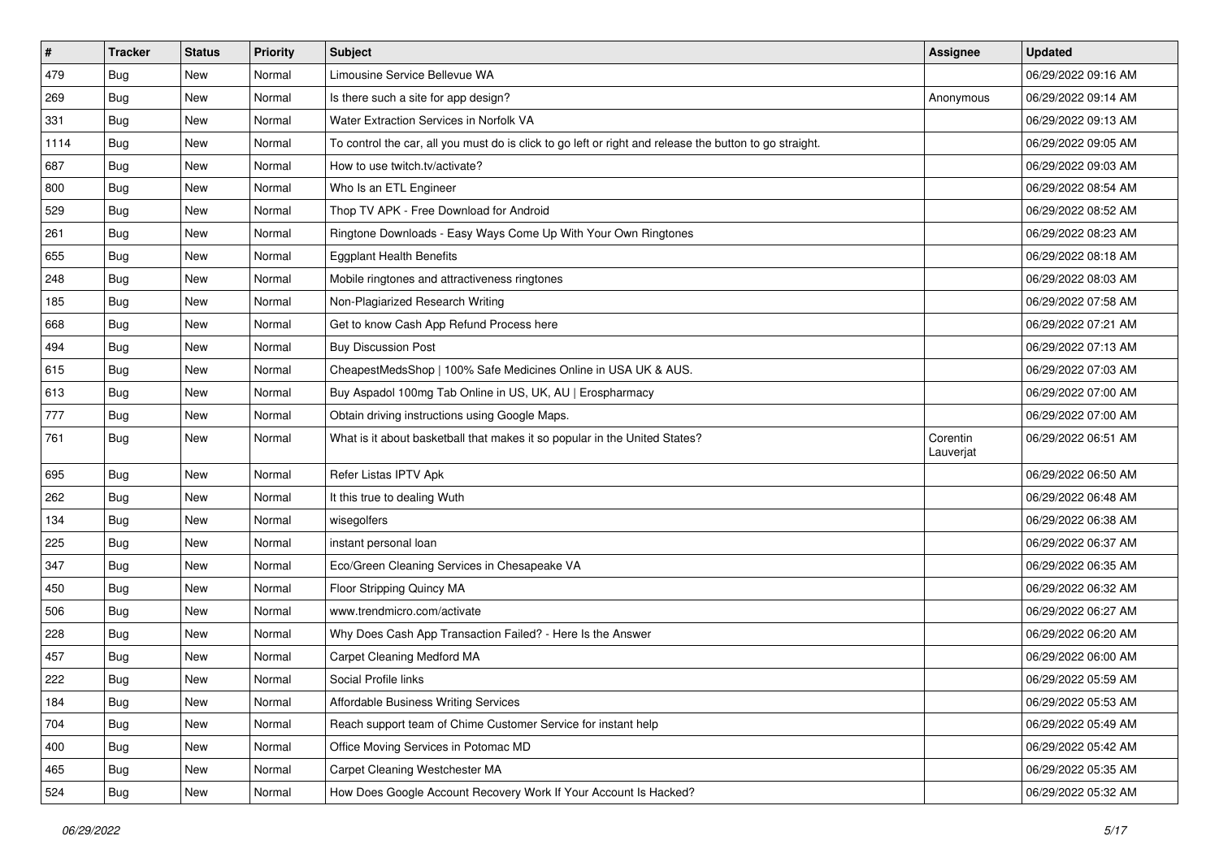| # | Tracker | Status | Priority | Subject | Assignee | Updated |
| --- | --- | --- | --- | --- | --- | --- |
| 479 | Bug | New | Normal | Limousine Service Bellevue WA | | 06/29/2022 09:16 AM |
| 269 | Bug | New | Normal | Is there such a site for app design? | Anonymous | 06/29/2022 09:14 AM |
| 331 | Bug | New | Normal | Water Extraction Services in Norfolk VA | | 06/29/2022 09:13 AM |
| 1114 | Bug | New | Normal | To control the car, all you must do is click to go left or right and release the button to go straight. | | 06/29/2022 09:05 AM |
| 687 | Bug | New | Normal | How to use twitch.tv/activate? | | 06/29/2022 09:03 AM |
| 800 | Bug | New | Normal | Who Is an ETL Engineer | | 06/29/2022 08:54 AM |
| 529 | Bug | New | Normal | Thop TV APK - Free Download for Android | | 06/29/2022 08:52 AM |
| 261 | Bug | New | Normal | Ringtone Downloads - Easy Ways Come Up With Your Own Ringtones | | 06/29/2022 08:23 AM |
| 655 | Bug | New | Normal | Eggplant Health Benefits | | 06/29/2022 08:18 AM |
| 248 | Bug | New | Normal | Mobile ringtones and attractiveness ringtones | | 06/29/2022 08:03 AM |
| 185 | Bug | New | Normal | Non-Plagiarized Research Writing | | 06/29/2022 07:58 AM |
| 668 | Bug | New | Normal | Get to know Cash App Refund Process here | | 06/29/2022 07:21 AM |
| 494 | Bug | New | Normal | Buy Discussion Post | | 06/29/2022 07:13 AM |
| 615 | Bug | New | Normal | CheapestMedsShop \| 100% Safe Medicines Online in USA UK & AUS. | | 06/29/2022 07:03 AM |
| 613 | Bug | New | Normal | Buy Aspadol 100mg Tab Online in US, UK, AU \| Erospharmacy | | 06/29/2022 07:00 AM |
| 777 | Bug | New | Normal | Obtain driving instructions using Google Maps. | | 06/29/2022 07:00 AM |
| 761 | Bug | New | Normal | What is it about basketball that makes it so popular in the United States? | Corentin Lauverjat | 06/29/2022 06:51 AM |
| 695 | Bug | New | Normal | Refer Listas IPTV Apk | | 06/29/2022 06:50 AM |
| 262 | Bug | New | Normal | It this true to dealing Wuth | | 06/29/2022 06:48 AM |
| 134 | Bug | New | Normal | wisegolfers | | 06/29/2022 06:38 AM |
| 225 | Bug | New | Normal | instant personal loan | | 06/29/2022 06:37 AM |
| 347 | Bug | New | Normal | Eco/Green Cleaning Services in Chesapeake VA | | 06/29/2022 06:35 AM |
| 450 | Bug | New | Normal | Floor Stripping Quincy MA | | 06/29/2022 06:32 AM |
| 506 | Bug | New | Normal | www.trendmicro.com/activate | | 06/29/2022 06:27 AM |
| 228 | Bug | New | Normal | Why Does Cash App Transaction Failed? - Here Is the Answer | | 06/29/2022 06:20 AM |
| 457 | Bug | New | Normal | Carpet Cleaning Medford MA | | 06/29/2022 06:00 AM |
| 222 | Bug | New | Normal | Social Profile links | | 06/29/2022 05:59 AM |
| 184 | Bug | New | Normal | Affordable Business Writing Services | | 06/29/2022 05:53 AM |
| 704 | Bug | New | Normal | Reach support team of Chime Customer Service for instant help | | 06/29/2022 05:49 AM |
| 400 | Bug | New | Normal | Office Moving Services in Potomac MD | | 06/29/2022 05:42 AM |
| 465 | Bug | New | Normal | Carpet Cleaning Westchester MA | | 06/29/2022 05:35 AM |
| 524 | Bug | New | Normal | How Does Google Account Recovery Work If Your Account Is Hacked? | | 06/29/2022 05:32 AM |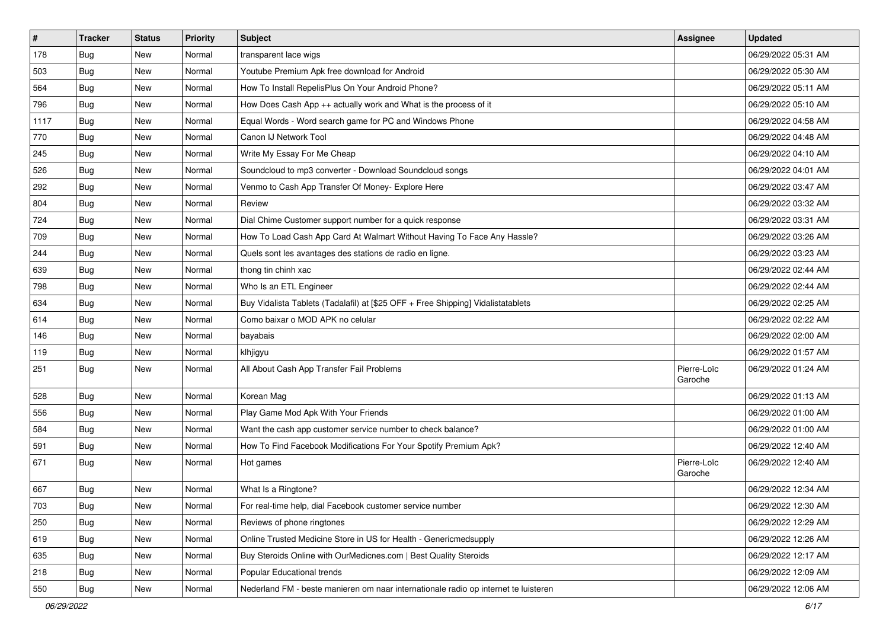| # | Tracker | Status | Priority | Subject | Assignee | Updated |
|---|---|---|---|---|---|---|
| 178 | Bug | New | Normal | transparent lace wigs | | 06/29/2022 05:31 AM |
| 503 | Bug | New | Normal | Youtube Premium Apk free download for Android | | 06/29/2022 05:30 AM |
| 564 | Bug | New | Normal | How To Install RepelisPlus On Your Android Phone? | | 06/29/2022 05:11 AM |
| 796 | Bug | New | Normal | How Does Cash App ++ actually work and What is the process of it | | 06/29/2022 05:10 AM |
| 1117 | Bug | New | Normal | Equal Words - Word search game for PC and Windows Phone | | 06/29/2022 04:58 AM |
| 770 | Bug | New | Normal | Canon IJ Network Tool | | 06/29/2022 04:48 AM |
| 245 | Bug | New | Normal | Write My Essay For Me Cheap | | 06/29/2022 04:10 AM |
| 526 | Bug | New | Normal | Soundcloud to mp3 converter - Download Soundcloud songs | | 06/29/2022 04:01 AM |
| 292 | Bug | New | Normal | Venmo to Cash App Transfer Of Money- Explore Here | | 06/29/2022 03:47 AM |
| 804 | Bug | New | Normal | Review | | 06/29/2022 03:32 AM |
| 724 | Bug | New | Normal | Dial Chime Customer support number for a quick response | | 06/29/2022 03:31 AM |
| 709 | Bug | New | Normal | How To Load Cash App Card At Walmart Without Having To Face Any Hassle? | | 06/29/2022 03:26 AM |
| 244 | Bug | New | Normal | Quels sont les avantages des stations de radio en ligne. | | 06/29/2022 03:23 AM |
| 639 | Bug | New | Normal | thong tin chinh xac | | 06/29/2022 02:44 AM |
| 798 | Bug | New | Normal | Who Is an ETL Engineer | | 06/29/2022 02:44 AM |
| 634 | Bug | New | Normal | Buy Vidalista Tablets (Tadalafil) at [$25 OFF + Free Shipping] Vidalistatablets | | 06/29/2022 02:25 AM |
| 614 | Bug | New | Normal | Como baixar o MOD APK no celular | | 06/29/2022 02:22 AM |
| 146 | Bug | New | Normal | bayabais | | 06/29/2022 02:00 AM |
| 119 | Bug | New | Normal | klhjigyu | | 06/29/2022 01:57 AM |
| 251 | Bug | New | Normal | All About Cash App Transfer Fail Problems | Pierre-Loïc Garoche | 06/29/2022 01:24 AM |
| 528 | Bug | New | Normal | Korean Mag | | 06/29/2022 01:13 AM |
| 556 | Bug | New | Normal | Play Game Mod Apk With Your Friends | | 06/29/2022 01:00 AM |
| 584 | Bug | New | Normal | Want the cash app customer service number to check balance? | | 06/29/2022 01:00 AM |
| 591 | Bug | New | Normal | How To Find Facebook Modifications For Your Spotify Premium Apk? | | 06/29/2022 12:40 AM |
| 671 | Bug | New | Normal | Hot games | Pierre-Loïc Garoche | 06/29/2022 12:40 AM |
| 667 | Bug | New | Normal | What Is a Ringtone? | | 06/29/2022 12:34 AM |
| 703 | Bug | New | Normal | For real-time help, dial Facebook customer service number | | 06/29/2022 12:30 AM |
| 250 | Bug | New | Normal | Reviews of phone ringtones | | 06/29/2022 12:29 AM |
| 619 | Bug | New | Normal | Online Trusted Medicine Store in US for Health - Genericmedsupply | | 06/29/2022 12:26 AM |
| 635 | Bug | New | Normal | Buy Steroids Online with OurMedicnes.com \| Best Quality Steroids | | 06/29/2022 12:17 AM |
| 218 | Bug | New | Normal | Popular Educational trends | | 06/29/2022 12:09 AM |
| 550 | Bug | New | Normal | Nederland FM - beste manieren om naar internationale radio op internet te luisteren | | 06/29/2022 12:06 AM |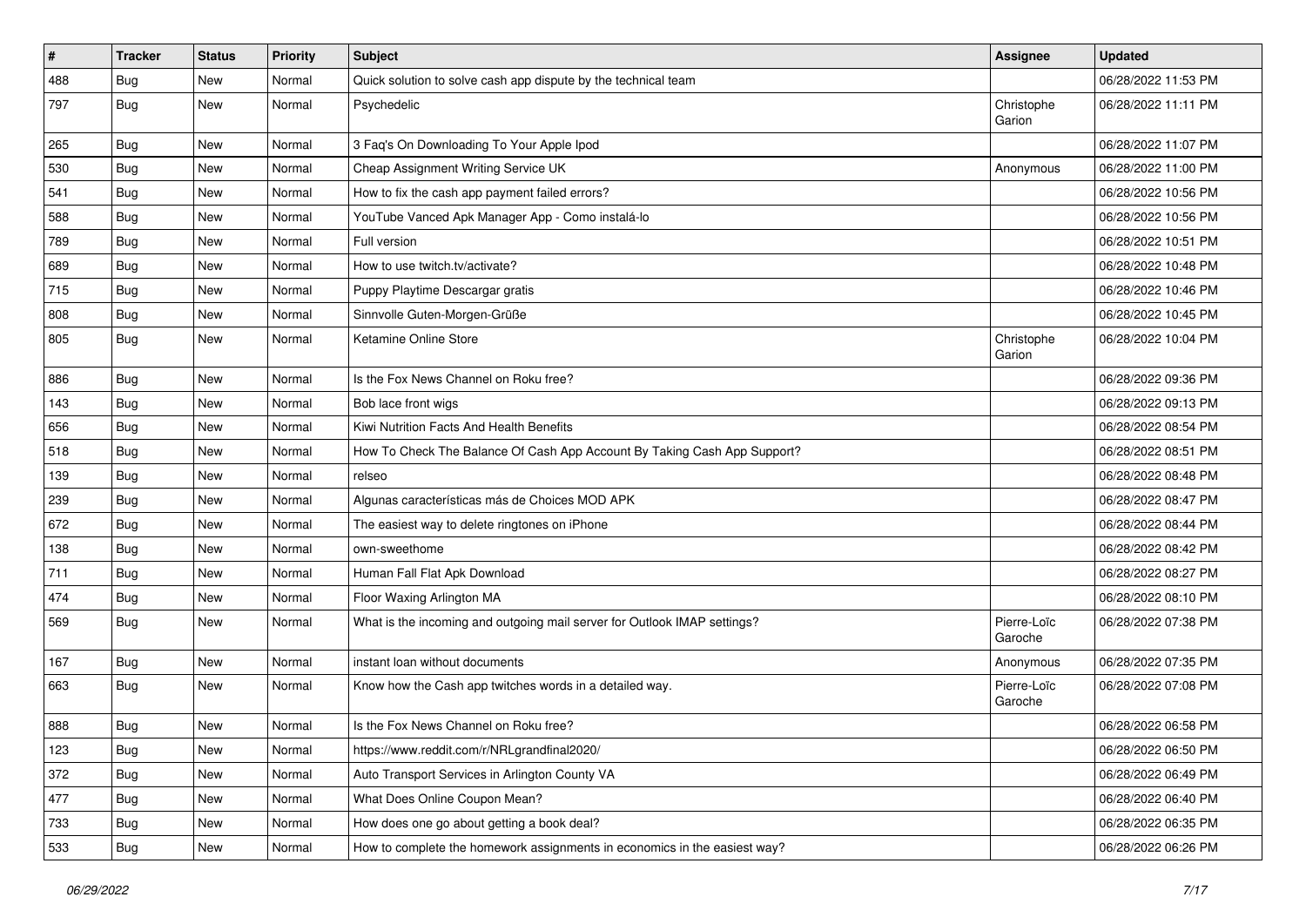| # | Tracker | Status | Priority | Subject | Assignee | Updated |
|---|---|---|---|---|---|---|
| 488 | Bug | New | Normal | Quick solution to solve cash app dispute by the technical team | | 06/28/2022 11:53 PM |
| 797 | Bug | New | Normal | Psychedelic | Christophe Garion | 06/28/2022 11:11 PM |
| 265 | Bug | New | Normal | 3 Faq's On Downloading To Your Apple Ipod | | 06/28/2022 11:07 PM |
| 530 | Bug | New | Normal | Cheap Assignment Writing Service UK | Anonymous | 06/28/2022 11:00 PM |
| 541 | Bug | New | Normal | How to fix the cash app payment failed errors? | | 06/28/2022 10:56 PM |
| 588 | Bug | New | Normal | YouTube Vanced Apk Manager App - Como instalá-lo | | 06/28/2022 10:56 PM |
| 789 | Bug | New | Normal | Full version | | 06/28/2022 10:51 PM |
| 689 | Bug | New | Normal | How to use twitch.tv/activate? | | 06/28/2022 10:48 PM |
| 715 | Bug | New | Normal | Puppy Playtime Descargar gratis | | 06/28/2022 10:46 PM |
| 808 | Bug | New | Normal | Sinnvolle Guten-Morgen-Grüße | | 06/28/2022 10:45 PM |
| 805 | Bug | New | Normal | Ketamine Online Store | Christophe Garion | 06/28/2022 10:04 PM |
| 886 | Bug | New | Normal | Is the Fox News Channel on Roku free? | | 06/28/2022 09:36 PM |
| 143 | Bug | New | Normal | Bob lace front wigs | | 06/28/2022 09:13 PM |
| 656 | Bug | New | Normal | Kiwi Nutrition Facts And Health Benefits | | 06/28/2022 08:54 PM |
| 518 | Bug | New | Normal | How To Check The Balance Of Cash App Account By Taking Cash App Support? | | 06/28/2022 08:51 PM |
| 139 | Bug | New | Normal | relseo | | 06/28/2022 08:48 PM |
| 239 | Bug | New | Normal | Algunas características más de Choices MOD APK | | 06/28/2022 08:47 PM |
| 672 | Bug | New | Normal | The easiest way to delete ringtones on iPhone | | 06/28/2022 08:44 PM |
| 138 | Bug | New | Normal | own-sweethome | | 06/28/2022 08:42 PM |
| 711 | Bug | New | Normal | Human Fall Flat Apk Download | | 06/28/2022 08:27 PM |
| 474 | Bug | New | Normal | Floor Waxing Arlington MA | | 06/28/2022 08:10 PM |
| 569 | Bug | New | Normal | What is the incoming and outgoing mail server for Outlook IMAP settings? | Pierre-Loïc Garoche | 06/28/2022 07:38 PM |
| 167 | Bug | New | Normal | instant loan without documents | Anonymous | 06/28/2022 07:35 PM |
| 663 | Bug | New | Normal | Know how the Cash app twitches words in a detailed way. | Pierre-Loïc Garoche | 06/28/2022 07:08 PM |
| 888 | Bug | New | Normal | Is the Fox News Channel on Roku free? | | 06/28/2022 06:58 PM |
| 123 | Bug | New | Normal | https://www.reddit.com/r/NRLgrandfinal2020/ | | 06/28/2022 06:50 PM |
| 372 | Bug | New | Normal | Auto Transport Services in Arlington County VA | | 06/28/2022 06:49 PM |
| 477 | Bug | New | Normal | What Does Online Coupon Mean? | | 06/28/2022 06:40 PM |
| 733 | Bug | New | Normal | How does one go about getting a book deal? | | 06/28/2022 06:35 PM |
| 533 | Bug | New | Normal | How to complete the homework assignments in economics in the easiest way? | | 06/28/2022 06:26 PM |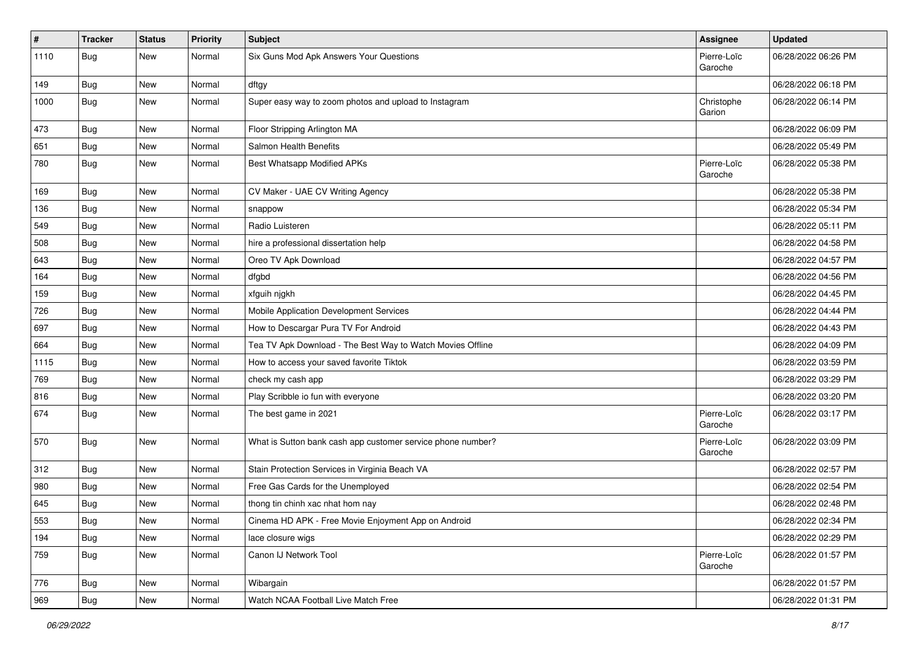| # | Tracker | Status | Priority | Subject | Assignee | Updated |
|---|---|---|---|---|---|---|
| 1110 | Bug | New | Normal | Six Guns Mod Apk Answers Your Questions | Pierre-Loïc Garoche | 06/28/2022 06:26 PM |
| 149 | Bug | New | Normal | dftgy | | 06/28/2022 06:18 PM |
| 1000 | Bug | New | Normal | Super easy way to zoom photos and upload to Instagram | Christophe Garion | 06/28/2022 06:14 PM |
| 473 | Bug | New | Normal | Floor Stripping Arlington MA | | 06/28/2022 06:09 PM |
| 651 | Bug | New | Normal | Salmon Health Benefits | | 06/28/2022 05:49 PM |
| 780 | Bug | New | Normal | Best Whatsapp Modified APKs | Pierre-Loïc Garoche | 06/28/2022 05:38 PM |
| 169 | Bug | New | Normal | CV Maker - UAE CV Writing Agency | | 06/28/2022 05:38 PM |
| 136 | Bug | New | Normal | snappow | | 06/28/2022 05:34 PM |
| 549 | Bug | New | Normal | Radio Luisteren | | 06/28/2022 05:11 PM |
| 508 | Bug | New | Normal | hire a professional dissertation help | | 06/28/2022 04:58 PM |
| 643 | Bug | New | Normal | Oreo TV Apk Download | | 06/28/2022 04:57 PM |
| 164 | Bug | New | Normal | dfgbd | | 06/28/2022 04:56 PM |
| 159 | Bug | New | Normal | xfguih njgkh | | 06/28/2022 04:45 PM |
| 726 | Bug | New | Normal | Mobile Application Development Services | | 06/28/2022 04:44 PM |
| 697 | Bug | New | Normal | How to Descargar Pura TV For Android | | 06/28/2022 04:43 PM |
| 664 | Bug | New | Normal | Tea TV Apk Download - The Best Way to Watch Movies Offline | | 06/28/2022 04:09 PM |
| 1115 | Bug | New | Normal | How to access your saved favorite Tiktok | | 06/28/2022 03:59 PM |
| 769 | Bug | New | Normal | check my cash app | | 06/28/2022 03:29 PM |
| 816 | Bug | New | Normal | Play Scribble io fun with everyone | | 06/28/2022 03:20 PM |
| 674 | Bug | New | Normal | The best game in 2021 | Pierre-Loïc Garoche | 06/28/2022 03:17 PM |
| 570 | Bug | New | Normal | What is Sutton bank cash app customer service phone number? | Pierre-Loïc Garoche | 06/28/2022 03:09 PM |
| 312 | Bug | New | Normal | Stain Protection Services in Virginia Beach VA | | 06/28/2022 02:57 PM |
| 980 | Bug | New | Normal | Free Gas Cards for the Unemployed | | 06/28/2022 02:54 PM |
| 645 | Bug | New | Normal | thong tin chinh xac nhat hom nay | | 06/28/2022 02:48 PM |
| 553 | Bug | New | Normal | Cinema HD APK - Free Movie Enjoyment App on Android | | 06/28/2022 02:34 PM |
| 194 | Bug | New | Normal | lace closure wigs | | 06/28/2022 02:29 PM |
| 759 | Bug | New | Normal | Canon IJ Network Tool | Pierre-Loïc Garoche | 06/28/2022 01:57 PM |
| 776 | Bug | New | Normal | Wibargain | | 06/28/2022 01:57 PM |
| 969 | Bug | New | Normal | Watch NCAA Football Live Match Free | | 06/28/2022 01:31 PM |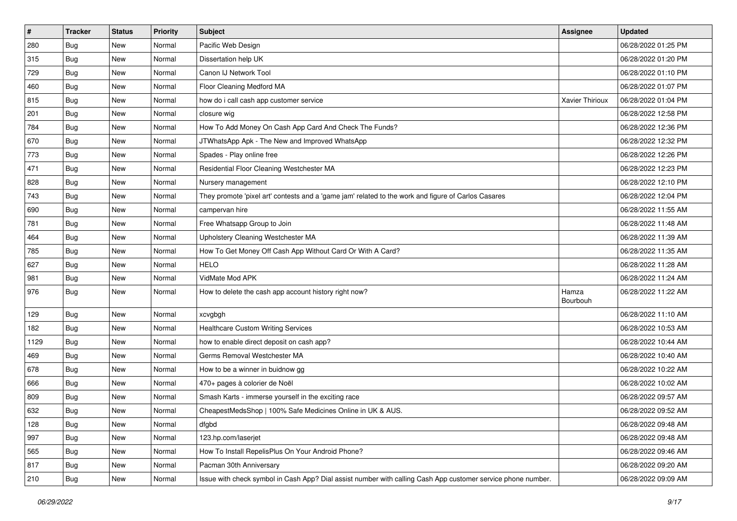| # | Tracker | Status | Priority | Subject | Assignee | Updated |
|---|---|---|---|---|---|---|
| 280 | Bug | New | Normal | Pacific Web Design | | 06/28/2022 01:25 PM |
| 315 | Bug | New | Normal | Dissertation help UK | | 06/28/2022 01:20 PM |
| 729 | Bug | New | Normal | Canon IJ Network Tool | | 06/28/2022 01:10 PM |
| 460 | Bug | New | Normal | Floor Cleaning Medford MA | | 06/28/2022 01:07 PM |
| 815 | Bug | New | Normal | how do i call cash app customer service | Xavier Thirioux | 06/28/2022 01:04 PM |
| 201 | Bug | New | Normal | closure wig | | 06/28/2022 12:58 PM |
| 784 | Bug | New | Normal | How To Add Money On Cash App Card And Check The Funds? | | 06/28/2022 12:36 PM |
| 670 | Bug | New | Normal | JTWhatsApp Apk - The New and Improved WhatsApp | | 06/28/2022 12:32 PM |
| 773 | Bug | New | Normal | Spades - Play online free | | 06/28/2022 12:26 PM |
| 471 | Bug | New | Normal | Residential Floor Cleaning Westchester MA | | 06/28/2022 12:23 PM |
| 828 | Bug | New | Normal | Nursery management | | 06/28/2022 12:10 PM |
| 743 | Bug | New | Normal | They promote 'pixel art' contests and a 'game jam' related to the work and figure of Carlos Casares | | 06/28/2022 12:04 PM |
| 690 | Bug | New | Normal | campervan hire | | 06/28/2022 11:55 AM |
| 781 | Bug | New | Normal | Free Whatsapp Group to Join | | 06/28/2022 11:48 AM |
| 464 | Bug | New | Normal | Upholstery Cleaning Westchester MA | | 06/28/2022 11:39 AM |
| 785 | Bug | New | Normal | How To Get Money Off Cash App Without Card Or With A Card? | | 06/28/2022 11:35 AM |
| 627 | Bug | New | Normal | HELO | | 06/28/2022 11:28 AM |
| 981 | Bug | New | Normal | VidMate Mod APK | | 06/28/2022 11:24 AM |
| 976 | Bug | New | Normal | How to delete the cash app account history right now? | Hamza Bourbouh | 06/28/2022 11:22 AM |
| 129 | Bug | New | Normal | xcvgbgh | | 06/28/2022 11:10 AM |
| 182 | Bug | New | Normal | Healthcare Custom Writing Services | | 06/28/2022 10:53 AM |
| 1129 | Bug | New | Normal | how to enable direct deposit on cash app? | | 06/28/2022 10:44 AM |
| 469 | Bug | New | Normal | Germs Removal Westchester MA | | 06/28/2022 10:40 AM |
| 678 | Bug | New | Normal | How to be a winner in buidnow gg | | 06/28/2022 10:22 AM |
| 666 | Bug | New | Normal | 470+ pages à colorier de Noël | | 06/28/2022 10:02 AM |
| 809 | Bug | New | Normal | Smash Karts - immerse yourself in the exciting race | | 06/28/2022 09:57 AM |
| 632 | Bug | New | Normal | CheapestMedsShop \| 100% Safe Medicines Online in UK & AUS. | | 06/28/2022 09:52 AM |
| 128 | Bug | New | Normal | dfgbd | | 06/28/2022 09:48 AM |
| 997 | Bug | New | Normal | 123.hp.com/laserjet | | 06/28/2022 09:48 AM |
| 565 | Bug | New | Normal | How To Install RepelisPlus On Your Android Phone? | | 06/28/2022 09:46 AM |
| 817 | Bug | New | Normal | Pacman 30th Anniversary | | 06/28/2022 09:20 AM |
| 210 | Bug | New | Normal | Issue with check symbol in Cash App? Dial assist number with calling Cash App customer service phone number. | | 06/28/2022 09:09 AM |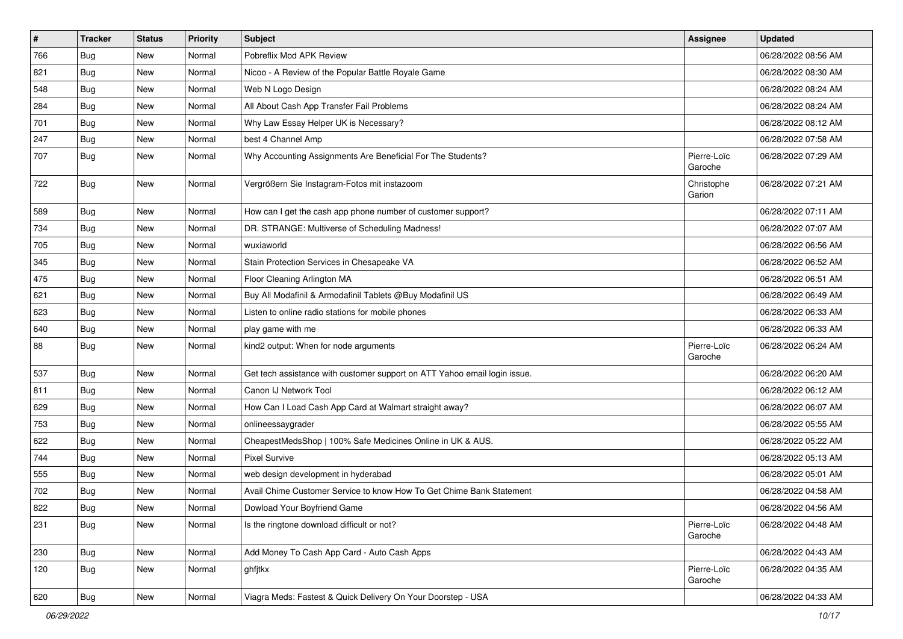| # | Tracker | Status | Priority | Subject | Assignee | Updated |
|---|---|---|---|---|---|---|
| 766 | Bug | New | Normal | Pobreflix Mod APK Review | | 06/28/2022 08:56 AM |
| 821 | Bug | New | Normal | Nicoo - A Review of the Popular Battle Royale Game | | 06/28/2022 08:30 AM |
| 548 | Bug | New | Normal | Web N Logo Design | | 06/28/2022 08:24 AM |
| 284 | Bug | New | Normal | All About Cash App Transfer Fail Problems | | 06/28/2022 08:24 AM |
| 701 | Bug | New | Normal | Why Law Essay Helper UK is Necessary? | | 06/28/2022 08:12 AM |
| 247 | Bug | New | Normal | best 4 Channel Amp | | 06/28/2022 07:58 AM |
| 707 | Bug | New | Normal | Why Accounting Assignments Are Beneficial For The Students? | Pierre-Loïc Garoche | 06/28/2022 07:29 AM |
| 722 | Bug | New | Normal | Vergrößern Sie Instagram-Fotos mit instazoom | Christophe Garion | 06/28/2022 07:21 AM |
| 589 | Bug | New | Normal | How can I get the cash app phone number of customer support? | | 06/28/2022 07:11 AM |
| 734 | Bug | New | Normal | DR. STRANGE: Multiverse of Scheduling Madness! | | 06/28/2022 07:07 AM |
| 705 | Bug | New | Normal | wuxiaworld | | 06/28/2022 06:56 AM |
| 345 | Bug | New | Normal | Stain Protection Services in Chesapeake VA | | 06/28/2022 06:52 AM |
| 475 | Bug | New | Normal | Floor Cleaning Arlington MA | | 06/28/2022 06:51 AM |
| 621 | Bug | New | Normal | Buy All Modafinil & Armodafinil Tablets @Buy Modafinil US | | 06/28/2022 06:49 AM |
| 623 | Bug | New | Normal | Listen to online radio stations for mobile phones | | 06/28/2022 06:33 AM |
| 640 | Bug | New | Normal | play game with me | | 06/28/2022 06:33 AM |
| 88 | Bug | New | Normal | kind2 output: When for node arguments | Pierre-Loïc Garoche | 06/28/2022 06:24 AM |
| 537 | Bug | New | Normal | Get tech assistance with customer support on ATT Yahoo email login issue. | | 06/28/2022 06:20 AM |
| 811 | Bug | New | Normal | Canon IJ Network Tool | | 06/28/2022 06:12 AM |
| 629 | Bug | New | Normal | How Can I Load Cash App Card at Walmart straight away? | | 06/28/2022 06:07 AM |
| 753 | Bug | New | Normal | onlineessaygrader | | 06/28/2022 05:55 AM |
| 622 | Bug | New | Normal | CheapestMedsShop \| 100% Safe Medicines Online in UK & AUS. | | 06/28/2022 05:22 AM |
| 744 | Bug | New | Normal | Pixel Survive | | 06/28/2022 05:13 AM |
| 555 | Bug | New | Normal | web design development in hyderabad | | 06/28/2022 05:01 AM |
| 702 | Bug | New | Normal | Avail Chime Customer Service to know How To Get Chime Bank Statement | | 06/28/2022 04:58 AM |
| 822 | Bug | New | Normal | Dowload Your Boyfriend Game | | 06/28/2022 04:56 AM |
| 231 | Bug | New | Normal | Is the ringtone download difficult or not? | Pierre-Loïc Garoche | 06/28/2022 04:48 AM |
| 230 | Bug | New | Normal | Add Money To Cash App Card - Auto Cash Apps | | 06/28/2022 04:43 AM |
| 120 | Bug | New | Normal | ghfjtkx | Pierre-Loïc Garoche | 06/28/2022 04:35 AM |
| 620 | Bug | New | Normal | Viagra Meds: Fastest & Quick Delivery On Your Doorstep - USA | | 06/28/2022 04:33 AM |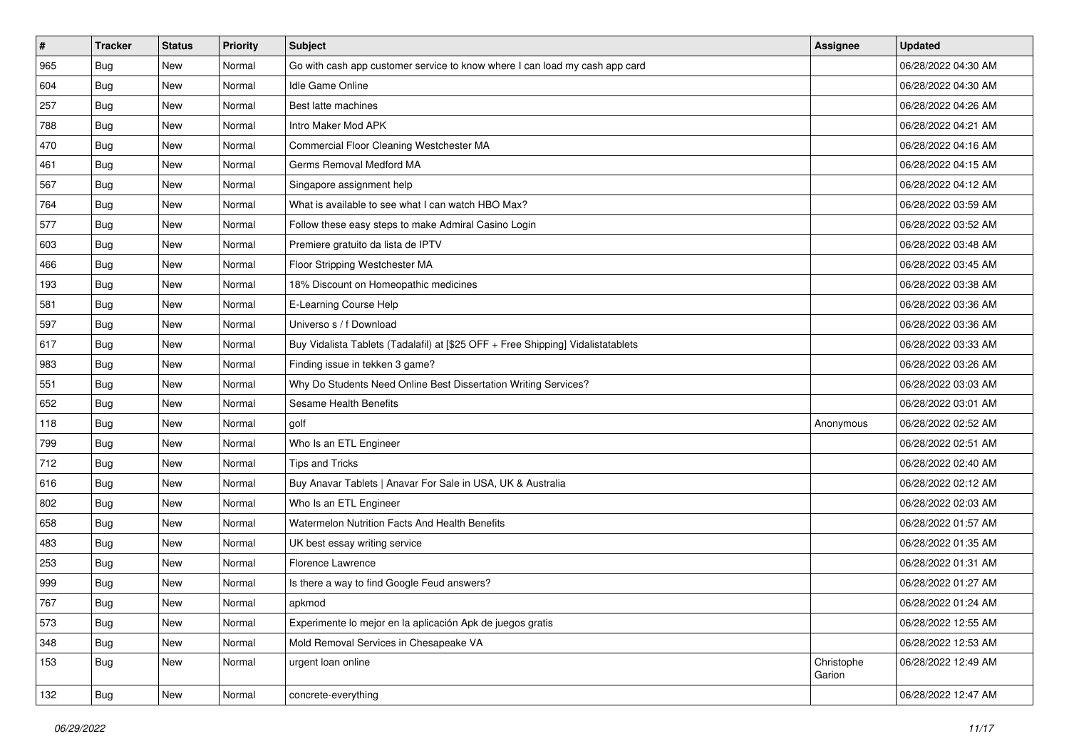| # | Tracker | Status | Priority | Subject | Assignee | Updated |
|---|---|---|---|---|---|---|
| 965 | Bug | New | Normal | Go with cash app customer service to know where I can load my cash app card | | 06/28/2022 04:30 AM |
| 604 | Bug | New | Normal | Idle Game Online | | 06/28/2022 04:30 AM |
| 257 | Bug | New | Normal | Best latte machines | | 06/28/2022 04:26 AM |
| 788 | Bug | New | Normal | Intro Maker Mod APK | | 06/28/2022 04:21 AM |
| 470 | Bug | New | Normal | Commercial Floor Cleaning Westchester MA | | 06/28/2022 04:16 AM |
| 461 | Bug | New | Normal | Germs Removal Medford MA | | 06/28/2022 04:15 AM |
| 567 | Bug | New | Normal | Singapore assignment help | | 06/28/2022 04:12 AM |
| 764 | Bug | New | Normal | What is available to see what I can watch HBO Max? | | 06/28/2022 03:59 AM |
| 577 | Bug | New | Normal | Follow these easy steps to make Admiral Casino Login | | 06/28/2022 03:52 AM |
| 603 | Bug | New | Normal | Premiere gratuito da lista de IPTV | | 06/28/2022 03:48 AM |
| 466 | Bug | New | Normal | Floor Stripping Westchester MA | | 06/28/2022 03:45 AM |
| 193 | Bug | New | Normal | 18% Discount on Homeopathic medicines | | 06/28/2022 03:38 AM |
| 581 | Bug | New | Normal | E-Learning Course Help | | 06/28/2022 03:36 AM |
| 597 | Bug | New | Normal | Universo s / f Download | | 06/28/2022 03:36 AM |
| 617 | Bug | New | Normal | Buy Vidalista Tablets (Tadalafil) at [$25 OFF + Free Shipping] Vidalistatablets | | 06/28/2022 03:33 AM |
| 983 | Bug | New | Normal | Finding issue in tekken 3 game? | | 06/28/2022 03:26 AM |
| 551 | Bug | New | Normal | Why Do Students Need Online Best Dissertation Writing Services? | | 06/28/2022 03:03 AM |
| 652 | Bug | New | Normal | Sesame Health Benefits | | 06/28/2022 03:01 AM |
| 118 | Bug | New | Normal | golf | Anonymous | 06/28/2022 02:52 AM |
| 799 | Bug | New | Normal | Who Is an ETL Engineer | | 06/28/2022 02:51 AM |
| 712 | Bug | New | Normal | Tips and Tricks | | 06/28/2022 02:40 AM |
| 616 | Bug | New | Normal | Buy Anavar Tablets \| Anavar For Sale in USA, UK & Australia | | 06/28/2022 02:12 AM |
| 802 | Bug | New | Normal | Who Is an ETL Engineer | | 06/28/2022 02:03 AM |
| 658 | Bug | New | Normal | Watermelon Nutrition Facts And Health Benefits | | 06/28/2022 01:57 AM |
| 483 | Bug | New | Normal | UK best essay writing service | | 06/28/2022 01:35 AM |
| 253 | Bug | New | Normal | Florence Lawrence | | 06/28/2022 01:31 AM |
| 999 | Bug | New | Normal | Is there a way to find Google Feud answers? | | 06/28/2022 01:27 AM |
| 767 | Bug | New | Normal | apkmod | | 06/28/2022 01:24 AM |
| 573 | Bug | New | Normal | Experimente lo mejor en la aplicación Apk de juegos gratis | | 06/28/2022 12:55 AM |
| 348 | Bug | New | Normal | Mold Removal Services in Chesapeake VA | | 06/28/2022 12:53 AM |
| 153 | Bug | New | Normal | urgent loan online | Christophe Garion | 06/28/2022 12:49 AM |
| 132 | Bug | New | Normal | concrete-everything | | 06/28/2022 12:47 AM |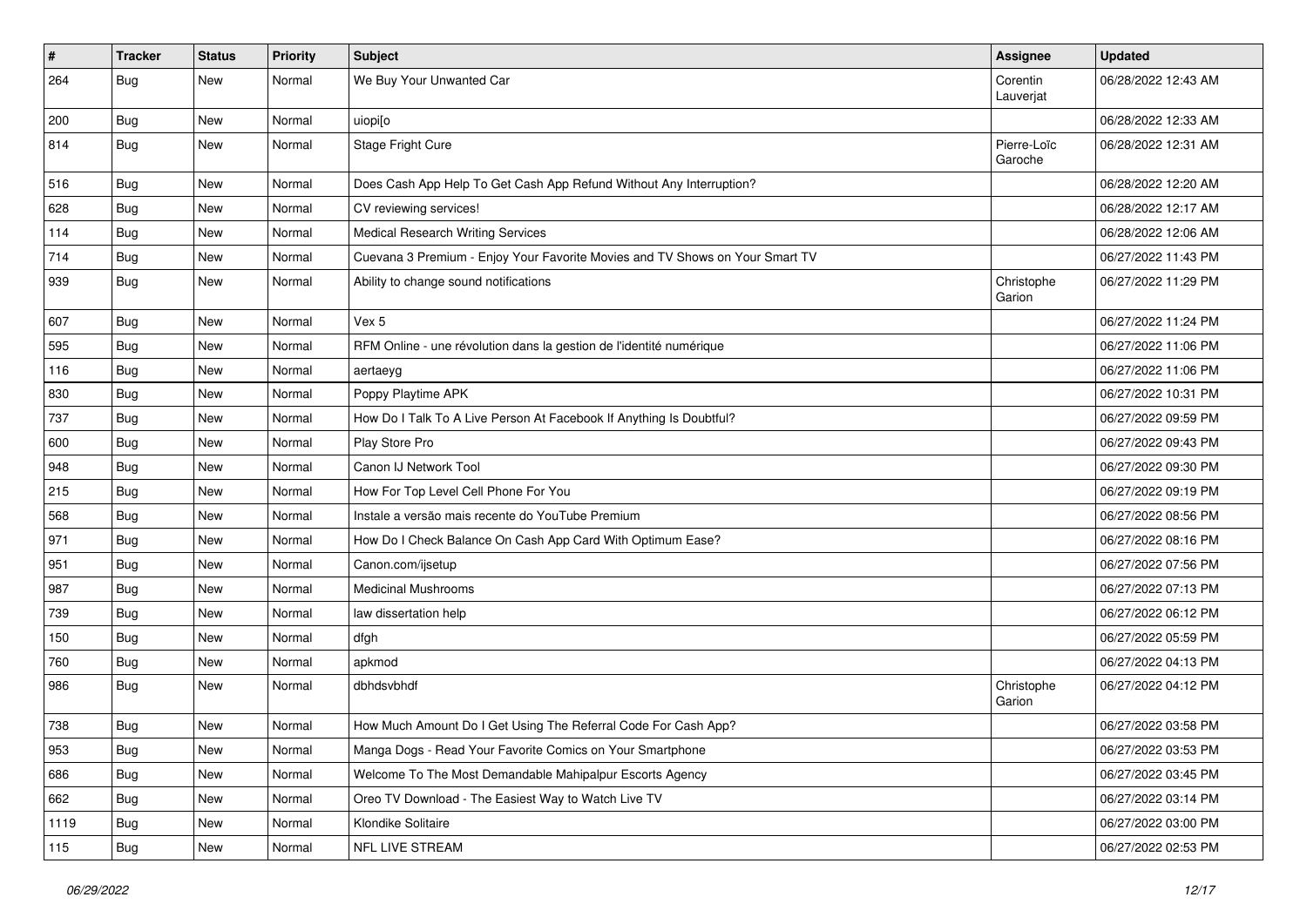| # | Tracker | Status | Priority | Subject | Assignee | Updated |
|---|---|---|---|---|---|---|
| 264 | Bug | New | Normal | We Buy Your Unwanted Car | Corentin Lauverjat | 06/28/2022 12:43 AM |
| 200 | Bug | New | Normal | uiopi[o | | 06/28/2022 12:33 AM |
| 814 | Bug | New | Normal | Stage Fright Cure | Pierre-Loïc Garoche | 06/28/2022 12:31 AM |
| 516 | Bug | New | Normal | Does Cash App Help To Get Cash App Refund Without Any Interruption? | | 06/28/2022 12:20 AM |
| 628 | Bug | New | Normal | CV reviewing services! | | 06/28/2022 12:17 AM |
| 114 | Bug | New | Normal | Medical Research Writing Services | | 06/28/2022 12:06 AM |
| 714 | Bug | New | Normal | Cuevana 3 Premium - Enjoy Your Favorite Movies and TV Shows on Your Smart TV | | 06/27/2022 11:43 PM |
| 939 | Bug | New | Normal | Ability to change sound notifications | Christophe Garion | 06/27/2022 11:29 PM |
| 607 | Bug | New | Normal | Vex 5 | | 06/27/2022 11:24 PM |
| 595 | Bug | New | Normal | RFM Online - une révolution dans la gestion de l'identité numérique | | 06/27/2022 11:06 PM |
| 116 | Bug | New | Normal | aertaeyg | | 06/27/2022 11:06 PM |
| 830 | Bug | New | Normal | Poppy Playtime APK | | 06/27/2022 10:31 PM |
| 737 | Bug | New | Normal | How Do I Talk To A Live Person At Facebook If Anything Is Doubtful? | | 06/27/2022 09:59 PM |
| 600 | Bug | New | Normal | Play Store Pro | | 06/27/2022 09:43 PM |
| 948 | Bug | New | Normal | Canon IJ Network Tool | | 06/27/2022 09:30 PM |
| 215 | Bug | New | Normal | How For Top Level Cell Phone For You | | 06/27/2022 09:19 PM |
| 568 | Bug | New | Normal | Instale a versão mais recente do YouTube Premium | | 06/27/2022 08:56 PM |
| 971 | Bug | New | Normal | How Do I Check Balance On Cash App Card With Optimum Ease? | | 06/27/2022 08:16 PM |
| 951 | Bug | New | Normal | Canon.com/ijsetup | | 06/27/2022 07:56 PM |
| 987 | Bug | New | Normal | Medicinal Mushrooms | | 06/27/2022 07:13 PM |
| 739 | Bug | New | Normal | law dissertation help | | 06/27/2022 06:12 PM |
| 150 | Bug | New | Normal | dfgh | | 06/27/2022 05:59 PM |
| 760 | Bug | New | Normal | apkmod | | 06/27/2022 04:13 PM |
| 986 | Bug | New | Normal | dbhdsvbhdf | Christophe Garion | 06/27/2022 04:12 PM |
| 738 | Bug | New | Normal | How Much Amount Do I Get Using The Referral Code For Cash App? | | 06/27/2022 03:58 PM |
| 953 | Bug | New | Normal | Manga Dogs - Read Your Favorite Comics on Your Smartphone | | 06/27/2022 03:53 PM |
| 686 | Bug | New | Normal | Welcome To The Most Demandable Mahipalpur Escorts Agency | | 06/27/2022 03:45 PM |
| 662 | Bug | New | Normal | Oreo TV Download - The Easiest Way to Watch Live TV | | 06/27/2022 03:14 PM |
| 1119 | Bug | New | Normal | Klondike Solitaire | | 06/27/2022 03:00 PM |
| 115 | Bug | New | Normal | NFL LIVE STREAM | | 06/27/2022 02:53 PM |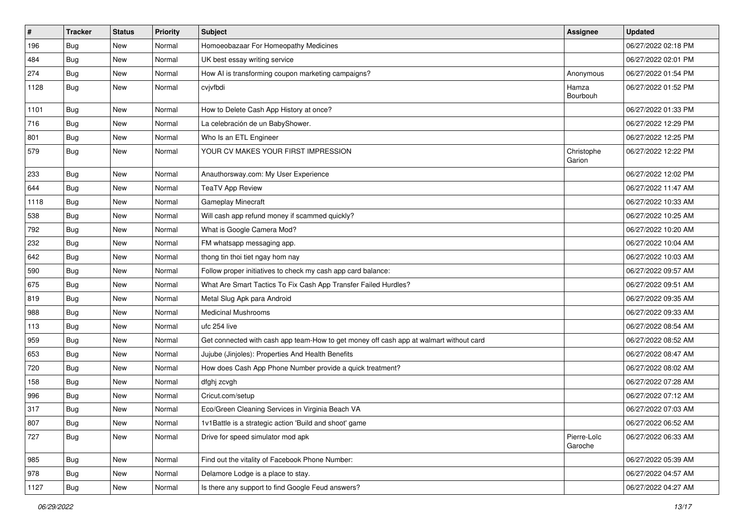| # | Tracker | Status | Priority | Subject | Assignee | Updated |
| --- | --- | --- | --- | --- | --- | --- |
| 196 | Bug | New | Normal | Homoeobazaar For Homeopathy Medicines | | 06/27/2022 02:18 PM |
| 484 | Bug | New | Normal | UK best essay writing service | | 06/27/2022 02:01 PM |
| 274 | Bug | New | Normal | How AI is transforming coupon marketing campaigns? | Anonymous | 06/27/2022 01:54 PM |
| 1128 | Bug | New | Normal | cvjvfbdi | Hamza Bourbouh | 06/27/2022 01:52 PM |
| 1101 | Bug | New | Normal | How to Delete Cash App History at once? | | 06/27/2022 01:33 PM |
| 716 | Bug | New | Normal | La celebración de un BabyShower. | | 06/27/2022 12:29 PM |
| 801 | Bug | New | Normal | Who Is an ETL Engineer | | 06/27/2022 12:25 PM |
| 579 | Bug | New | Normal | YOUR CV MAKES YOUR FIRST IMPRESSION | Christophe Garion | 06/27/2022 12:22 PM |
| 233 | Bug | New | Normal | Anauthorsway.com: My User Experience | | 06/27/2022 12:02 PM |
| 644 | Bug | New | Normal | TeaTV App Review | | 06/27/2022 11:47 AM |
| 1118 | Bug | New | Normal | Gameplay Minecraft | | 06/27/2022 10:33 AM |
| 538 | Bug | New | Normal | Will cash app refund money if scammed quickly? | | 06/27/2022 10:25 AM |
| 792 | Bug | New | Normal | What is Google Camera Mod? | | 06/27/2022 10:20 AM |
| 232 | Bug | New | Normal | FM whatsapp messaging app. | | 06/27/2022 10:04 AM |
| 642 | Bug | New | Normal | thong tin thoi tiet ngay hom nay | | 06/27/2022 10:03 AM |
| 590 | Bug | New | Normal | Follow proper initiatives to check my cash app card balance: | | 06/27/2022 09:57 AM |
| 675 | Bug | New | Normal | What Are Smart Tactics To Fix Cash App Transfer Failed Hurdles? | | 06/27/2022 09:51 AM |
| 819 | Bug | New | Normal | Metal Slug Apk para Android | | 06/27/2022 09:35 AM |
| 988 | Bug | New | Normal | Medicinal Mushrooms | | 06/27/2022 09:33 AM |
| 113 | Bug | New | Normal | ufc 254 live | | 06/27/2022 08:54 AM |
| 959 | Bug | New | Normal | Get connected with cash app team-How to get money off cash app at walmart without card | | 06/27/2022 08:52 AM |
| 653 | Bug | New | Normal | Jujube (Jinjoles): Properties And Health Benefits | | 06/27/2022 08:47 AM |
| 720 | Bug | New | Normal | How does Cash App Phone Number provide a quick treatment? | | 06/27/2022 08:02 AM |
| 158 | Bug | New | Normal | dfghj zcvgh | | 06/27/2022 07:28 AM |
| 996 | Bug | New | Normal | Cricut.com/setup | | 06/27/2022 07:12 AM |
| 317 | Bug | New | Normal | Eco/Green Cleaning Services in Virginia Beach VA | | 06/27/2022 07:03 AM |
| 807 | Bug | New | Normal | 1v1Battle is a strategic action 'Build and shoot' game | | 06/27/2022 06:52 AM |
| 727 | Bug | New | Normal | Drive for speed simulator mod apk | Pierre-Loïc Garoche | 06/27/2022 06:33 AM |
| 985 | Bug | New | Normal | Find out the vitality of Facebook Phone Number: | | 06/27/2022 05:39 AM |
| 978 | Bug | New | Normal | Delamore Lodge is a place to stay. | | 06/27/2022 04:57 AM |
| 1127 | Bug | New | Normal | Is there any support to find Google Feud answers? | | 06/27/2022 04:27 AM |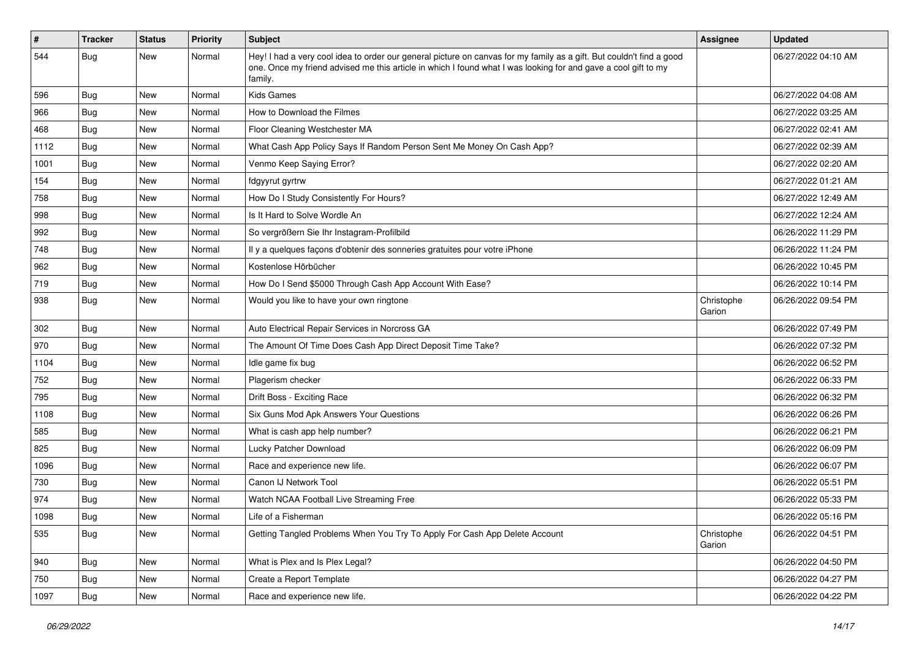| # | Tracker | Status | Priority | Subject | Assignee | Updated |
|---|---|---|---|---|---|---|
| 544 | Bug | New | Normal | Hey! I had a very cool idea to order our general picture on canvas for my family as a gift. But couldn't find a good one. Once my friend advised me this article in which I found what I was looking for and gave a cool gift to my family. | | 06/27/2022 04:10 AM |
| 596 | Bug | New | Normal | Kids Games | | 06/27/2022 04:08 AM |
| 966 | Bug | New | Normal | How to Download the Filmes | | 06/27/2022 03:25 AM |
| 468 | Bug | New | Normal | Floor Cleaning Westchester MA | | 06/27/2022 02:41 AM |
| 1112 | Bug | New | Normal | What Cash App Policy Says If Random Person Sent Me Money On Cash App? | | 06/27/2022 02:39 AM |
| 1001 | Bug | New | Normal | Venmo Keep Saying Error? | | 06/27/2022 02:20 AM |
| 154 | Bug | New | Normal | fdgyyrut gyrtrw | | 06/27/2022 01:21 AM |
| 758 | Bug | New | Normal | How Do I Study Consistently For Hours? | | 06/27/2022 12:49 AM |
| 998 | Bug | New | Normal | Is It Hard to Solve Wordle An | | 06/27/2022 12:24 AM |
| 992 | Bug | New | Normal | So vergrößern Sie Ihr Instagram-Profilbild | | 06/26/2022 11:29 PM |
| 748 | Bug | New | Normal | Il y a quelques façons d'obtenir des sonneries gratuites pour votre iPhone | | 06/26/2022 11:24 PM |
| 962 | Bug | New | Normal | Kostenlose Hörbücher | | 06/26/2022 10:45 PM |
| 719 | Bug | New | Normal | How Do I Send $5000 Through Cash App Account With Ease? | | 06/26/2022 10:14 PM |
| 938 | Bug | New | Normal | Would you like to have your own ringtone | Christophe Garion | 06/26/2022 09:54 PM |
| 302 | Bug | New | Normal | Auto Electrical Repair Services in Norcross GA | | 06/26/2022 07:49 PM |
| 970 | Bug | New | Normal | The Amount Of Time Does Cash App Direct Deposit Time Take? | | 06/26/2022 07:32 PM |
| 1104 | Bug | New | Normal | Idle game fix bug | | 06/26/2022 06:52 PM |
| 752 | Bug | New | Normal | Plagerism checker | | 06/26/2022 06:33 PM |
| 795 | Bug | New | Normal | Drift Boss - Exciting Race | | 06/26/2022 06:32 PM |
| 1108 | Bug | New | Normal | Six Guns Mod Apk Answers Your Questions | | 06/26/2022 06:26 PM |
| 585 | Bug | New | Normal | What is cash app help number? | | 06/26/2022 06:21 PM |
| 825 | Bug | New | Normal | Lucky Patcher Download | | 06/26/2022 06:09 PM |
| 1096 | Bug | New | Normal | Race and experience new life. | | 06/26/2022 06:07 PM |
| 730 | Bug | New | Normal | Canon IJ Network Tool | | 06/26/2022 05:51 PM |
| 974 | Bug | New | Normal | Watch NCAA Football Live Streaming Free | | 06/26/2022 05:33 PM |
| 1098 | Bug | New | Normal | Life of a Fisherman | | 06/26/2022 05:16 PM |
| 535 | Bug | New | Normal | Getting Tangled Problems When You Try To Apply For Cash App Delete Account | Christophe Garion | 06/26/2022 04:51 PM |
| 940 | Bug | New | Normal | What is Plex and Is Plex Legal? | | 06/26/2022 04:50 PM |
| 750 | Bug | New | Normal | Create a Report Template | | 06/26/2022 04:27 PM |
| 1097 | Bug | New | Normal | Race and experience new life. | | 06/26/2022 04:22 PM |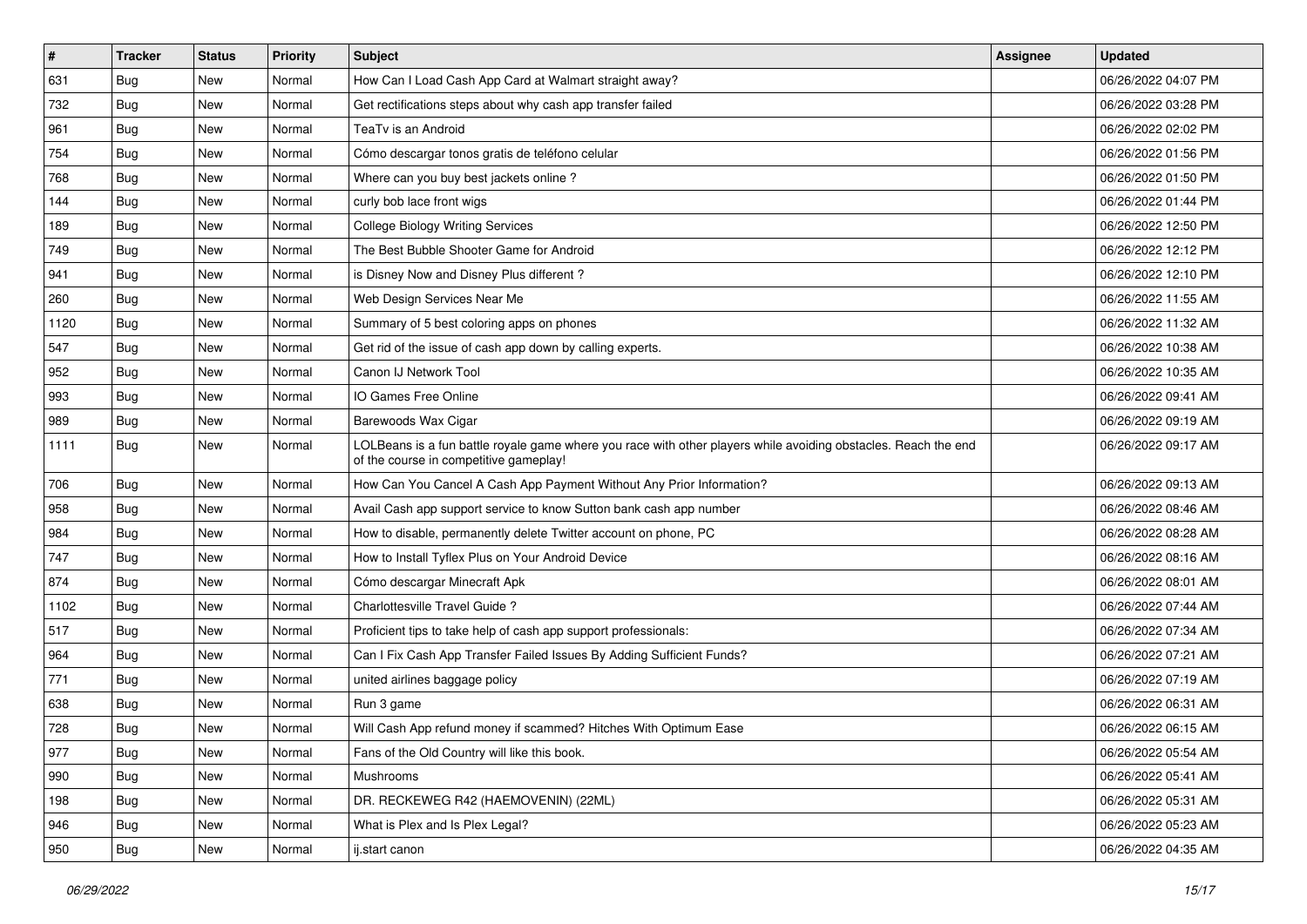| # | Tracker | Status | Priority | Subject | Assignee | Updated |
|---|---|---|---|---|---|---|
| 631 | Bug | New | Normal | How Can I Load Cash App Card at Walmart straight away? | | 06/26/2022 04:07 PM |
| 732 | Bug | New | Normal | Get rectifications steps about why cash app transfer failed | | 06/26/2022 03:28 PM |
| 961 | Bug | New | Normal | TeaTv is an Android | | 06/26/2022 02:02 PM |
| 754 | Bug | New | Normal | Cómo descargar tonos gratis de teléfono celular | | 06/26/2022 01:56 PM |
| 768 | Bug | New | Normal | Where can you buy best jackets online ? | | 06/26/2022 01:50 PM |
| 144 | Bug | New | Normal | curly bob lace front wigs | | 06/26/2022 01:44 PM |
| 189 | Bug | New | Normal | College Biology Writing Services | | 06/26/2022 12:50 PM |
| 749 | Bug | New | Normal | The Best Bubble Shooter Game for Android | | 06/26/2022 12:12 PM |
| 941 | Bug | New | Normal | is Disney Now and Disney Plus different ? | | 06/26/2022 12:10 PM |
| 260 | Bug | New | Normal | Web Design Services Near Me | | 06/26/2022 11:55 AM |
| 1120 | Bug | New | Normal | Summary of 5 best coloring apps on phones | | 06/26/2022 11:32 AM |
| 547 | Bug | New | Normal | Get rid of the issue of cash app down by calling experts. | | 06/26/2022 10:38 AM |
| 952 | Bug | New | Normal | Canon IJ Network Tool | | 06/26/2022 10:35 AM |
| 993 | Bug | New | Normal | IO Games Free Online | | 06/26/2022 09:41 AM |
| 989 | Bug | New | Normal | Barewoods Wax Cigar | | 06/26/2022 09:19 AM |
| 1111 | Bug | New | Normal | LOLBeans is a fun battle royale game where you race with other players while avoiding obstacles. Reach the end of the course in competitive gameplay! | | 06/26/2022 09:17 AM |
| 706 | Bug | New | Normal | How Can You Cancel A Cash App Payment Without Any Prior Information? | | 06/26/2022 09:13 AM |
| 958 | Bug | New | Normal | Avail Cash app support service to know Sutton bank cash app number | | 06/26/2022 08:46 AM |
| 984 | Bug | New | Normal | How to disable, permanently delete Twitter account on phone, PC | | 06/26/2022 08:28 AM |
| 747 | Bug | New | Normal | How to Install Tyflex Plus on Your Android Device | | 06/26/2022 08:16 AM |
| 874 | Bug | New | Normal | Cómo descargar Minecraft Apk | | 06/26/2022 08:01 AM |
| 1102 | Bug | New | Normal | Charlottesville Travel Guide ? | | 06/26/2022 07:44 AM |
| 517 | Bug | New | Normal | Proficient tips to take help of cash app support professionals: | | 06/26/2022 07:34 AM |
| 964 | Bug | New | Normal | Can I Fix Cash App Transfer Failed Issues By Adding Sufficient Funds? | | 06/26/2022 07:21 AM |
| 771 | Bug | New | Normal | united airlines baggage policy | | 06/26/2022 07:19 AM |
| 638 | Bug | New | Normal | Run 3 game | | 06/26/2022 06:31 AM |
| 728 | Bug | New | Normal | Will Cash App refund money if scammed? Hitches With Optimum Ease | | 06/26/2022 06:15 AM |
| 977 | Bug | New | Normal | Fans of the Old Country will like this book. | | 06/26/2022 05:54 AM |
| 990 | Bug | New | Normal | Mushrooms | | 06/26/2022 05:41 AM |
| 198 | Bug | New | Normal | DR. RECKEWEG R42 (HAEMOVENIN) (22ML) | | 06/26/2022 05:31 AM |
| 946 | Bug | New | Normal | What is Plex and Is Plex Legal? | | 06/26/2022 05:23 AM |
| 950 | Bug | New | Normal | ij.start canon | | 06/26/2022 04:35 AM |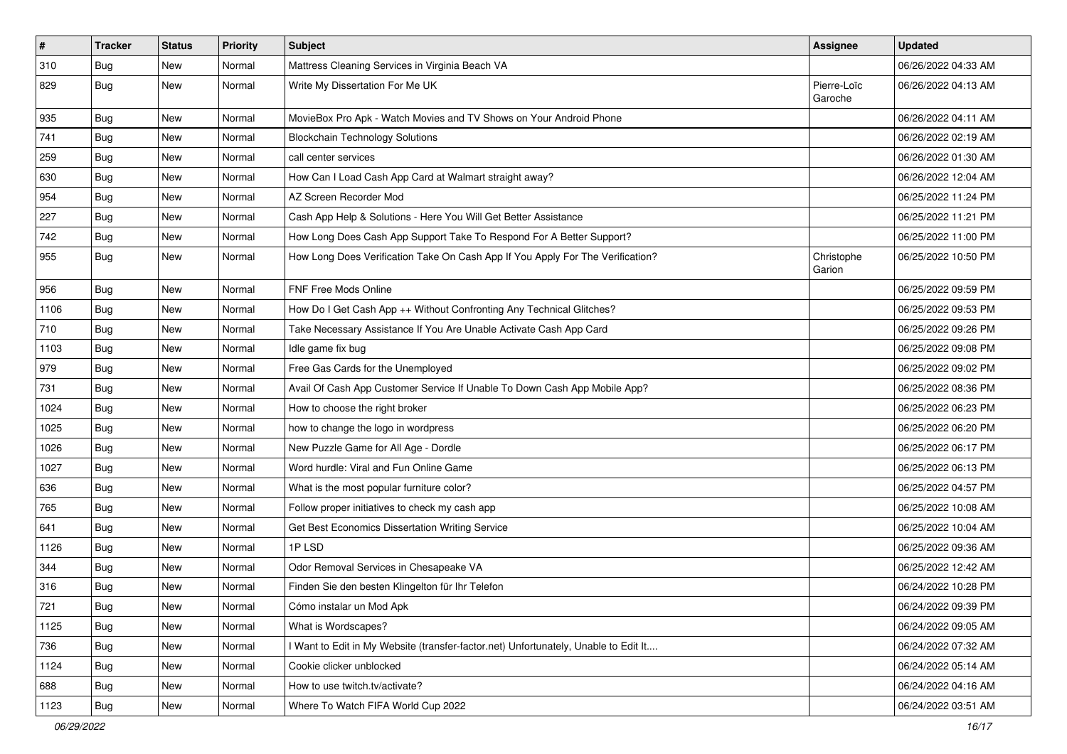| # | Tracker | Status | Priority | Subject | Assignee | Updated |
|---|---|---|---|---|---|---|
| 310 | Bug | New | Normal | Mattress Cleaning Services in Virginia Beach VA | | 06/26/2022 04:33 AM |
| 829 | Bug | New | Normal | Write My Dissertation For Me UK | Pierre-Loïc Garoche | 06/26/2022 04:13 AM |
| 935 | Bug | New | Normal | MovieBox Pro Apk - Watch Movies and TV Shows on Your Android Phone | | 06/26/2022 04:11 AM |
| 741 | Bug | New | Normal | Blockchain Technology Solutions | | 06/26/2022 02:19 AM |
| 259 | Bug | New | Normal | call center services | | 06/26/2022 01:30 AM |
| 630 | Bug | New | Normal | How Can I Load Cash App Card at Walmart straight away? | | 06/26/2022 12:04 AM |
| 954 | Bug | New | Normal | AZ Screen Recorder Mod | | 06/25/2022 11:24 PM |
| 227 | Bug | New | Normal | Cash App Help & Solutions - Here You Will Get Better Assistance | | 06/25/2022 11:21 PM |
| 742 | Bug | New | Normal | How Long Does Cash App Support Take To Respond For A Better Support? | | 06/25/2022 11:00 PM |
| 955 | Bug | New | Normal | How Long Does Verification Take On Cash App If You Apply For The Verification? | Christophe Garion | 06/25/2022 10:50 PM |
| 956 | Bug | New | Normal | FNF Free Mods Online | | 06/25/2022 09:59 PM |
| 1106 | Bug | New | Normal | How Do I Get Cash App ++ Without Confronting Any Technical Glitches? | | 06/25/2022 09:53 PM |
| 710 | Bug | New | Normal | Take Necessary Assistance If You Are Unable Activate Cash App Card | | 06/25/2022 09:26 PM |
| 1103 | Bug | New | Normal | Idle game fix bug | | 06/25/2022 09:08 PM |
| 979 | Bug | New | Normal | Free Gas Cards for the Unemployed | | 06/25/2022 09:02 PM |
| 731 | Bug | New | Normal | Avail Of Cash App Customer Service If Unable To Down Cash App Mobile App? | | 06/25/2022 08:36 PM |
| 1024 | Bug | New | Normal | How to choose the right broker | | 06/25/2022 06:23 PM |
| 1025 | Bug | New | Normal | how to change the logo in wordpress | | 06/25/2022 06:20 PM |
| 1026 | Bug | New | Normal | New Puzzle Game for All Age - Dordle | | 06/25/2022 06:17 PM |
| 1027 | Bug | New | Normal | Word hurdle: Viral and Fun Online Game | | 06/25/2022 06:13 PM |
| 636 | Bug | New | Normal | What is the most popular furniture color? | | 06/25/2022 04:57 PM |
| 765 | Bug | New | Normal | Follow proper initiatives to check my cash app | | 06/25/2022 10:08 AM |
| 641 | Bug | New | Normal | Get Best Economics Dissertation Writing Service | | 06/25/2022 10:04 AM |
| 1126 | Bug | New | Normal | 1P LSD | | 06/25/2022 09:36 AM |
| 344 | Bug | New | Normal | Odor Removal Services in Chesapeake VA | | 06/25/2022 12:42 AM |
| 316 | Bug | New | Normal | Finden Sie den besten Klingelton für Ihr Telefon | | 06/24/2022 10:28 PM |
| 721 | Bug | New | Normal | Cómo instalar un Mod Apk | | 06/24/2022 09:39 PM |
| 1125 | Bug | New | Normal | What is Wordscapes? | | 06/24/2022 09:05 AM |
| 736 | Bug | New | Normal | I Want to Edit in My Website (transfer-factor.net) Unfortunately, Unable to Edit It.... | | 06/24/2022 07:32 AM |
| 1124 | Bug | New | Normal | Cookie clicker unblocked | | 06/24/2022 05:14 AM |
| 688 | Bug | New | Normal | How to use twitch.tv/activate? | | 06/24/2022 04:16 AM |
| 1123 | Bug | New | Normal | Where To Watch FIFA World Cup 2022 | | 06/24/2022 03:51 AM |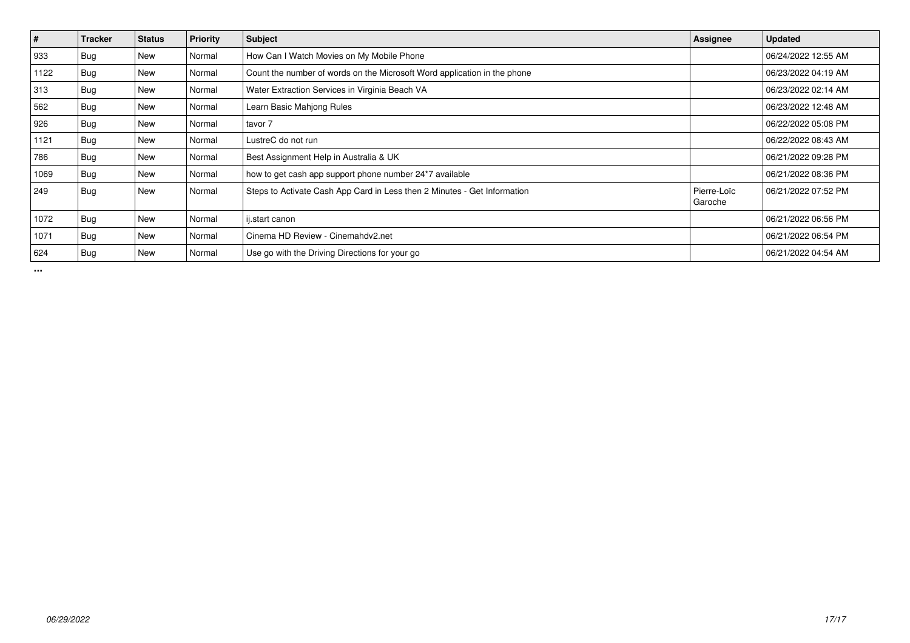| # | Tracker | Status | Priority | Subject | Assignee | Updated |
|---|---|---|---|---|---|---|
| 933 | Bug | New | Normal | How Can I Watch Movies on My Mobile Phone | | 06/24/2022 12:55 AM |
| 1122 | Bug | New | Normal | Count the number of words on the Microsoft Word application in the phone | | 06/23/2022 04:19 AM |
| 313 | Bug | New | Normal | Water Extraction Services in Virginia Beach VA | | 06/23/2022 02:14 AM |
| 562 | Bug | New | Normal | Learn Basic Mahjong Rules | | 06/23/2022 12:48 AM |
| 926 | Bug | New | Normal | tavor 7 | | 06/22/2022 05:08 PM |
| 1121 | Bug | New | Normal | LustreC do not run | | 06/22/2022 08:43 AM |
| 786 | Bug | New | Normal | Best Assignment Help in Australia & UK | | 06/21/2022 09:28 PM |
| 1069 | Bug | New | Normal | how to get cash app support phone number 24*7 available | | 06/21/2022 08:36 PM |
| 249 | Bug | New | Normal | Steps to Activate Cash App Card in Less then 2 Minutes - Get Information | Pierre-Loïc Garoche | 06/21/2022 07:52 PM |
| 1072 | Bug | New | Normal | ij.start canon | | 06/21/2022 06:56 PM |
| 1071 | Bug | New | Normal | Cinema HD Review - Cinemahdv2.net | | 06/21/2022 06:54 PM |
| 624 | Bug | New | Normal | Use go with the Driving Directions for your go | | 06/21/2022 04:54 AM |

...